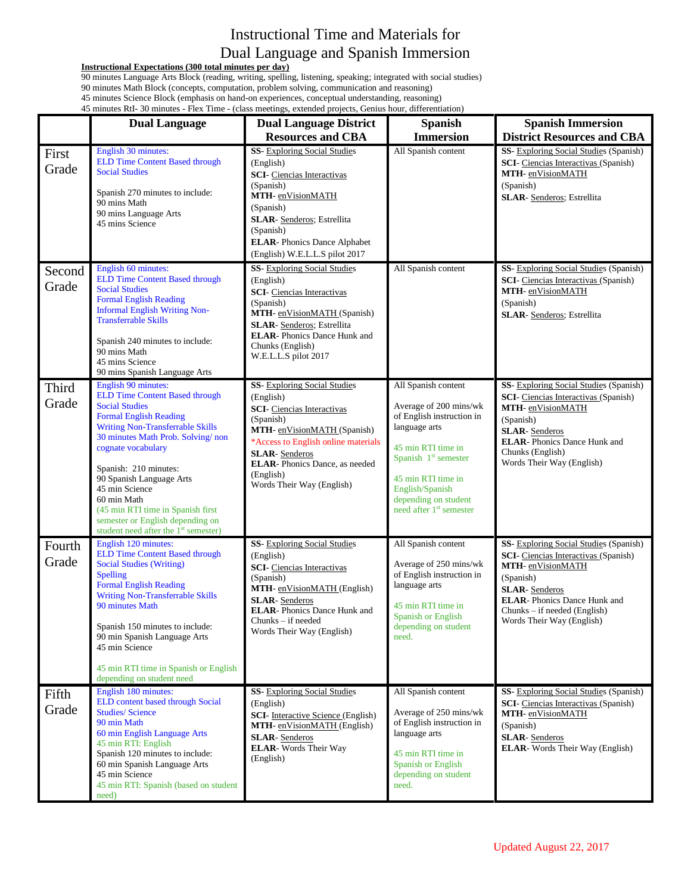# Instructional Time and Materials for Dual Language and Spanish Immersion

**Instructional Expectations (300 total minutes per day)**

90 minutes Language Arts Block (reading, writing, spelling, listening, speaking; integrated with social studies)
90 minutes Math Block (concepts, computation, problem solving, communication and reasoning)
45 minutes Science Block (emphasis on hand-on experiences, conceptual understanding, reasoning)
45 minutes RtI- 30 minutes - Flex Time - (class meetings, extended projects, Genius hour, differentiation)

| | Dual Language | Dual Language District Resources and CBA | Spanish Immersion | Spanish Immersion District Resources and CBA |
|---|---|---|---|---|
| First Grade | English 30 minutes:<br>ELD Time Content Based through Social Studies<br><br>Spanish 270 minutes to include:<br>90 mins Math<br>90 mins Language Arts<br>45 mins Science | **SS**- Exploring Social Studies (English)<br>**SCI**- Ciencias Interactivas (Spanish)<br>**MTH**- enVisionMATH (Spanish)<br>**SLAR**- Senderos; Estrellita (Spanish)<br>**ELAR**- Phonics Dance Alphabet (English) W.E.L.L.S pilot 2017 | All Spanish content | **SS**- Exploring Social Studies (Spanish)<br>**SCI**- Ciencias Interactivas (Spanish)<br>**MTH**- enVisionMATH (Spanish)<br>**SLAR**- Senderos; Estrellita |
| Second Grade | English 60 minutes:<br>ELD Time Content Based through Social Studies<br>Formal English Reading<br>Informal English Writing Non-Transferrable Skills<br><br>Spanish 240 minutes to include:<br>90 mins Math<br>45 mins Science<br>90 mins Spanish Language Arts | **SS**- Exploring Social Studies (English)<br>**SCI**- Ciencias Interactivas (Spanish)<br>**MTH**- enVisionMATH (Spanish)<br>**SLAR**- Senderos; Estrellita<br>**ELAR**- Phonics Dance Hunk and Chunks (English)<br>W.E.L.L.S pilot 2017 | All Spanish content | **SS**- Exploring Social Studies (Spanish)<br>**SCI**- Ciencias Interactivas (Spanish)<br>**MTH**- enVisionMATH (Spanish)<br>**SLAR**- Senderos; Estrellita |
| Third Grade | English 90 minutes:<br>ELD Time Content Based through Social Studies<br>Formal English Reading<br>Writing Non-Transferrable Skills<br>30 minutes Math Prob. Solving/ non cognate vocabulary<br><br>Spanish: 210 minutes:<br>90 Spanish Language Arts<br>45 min Science<br>60 min Math<br>(45 min RTI time in Spanish first semester or English depending on student need after the 1st semester) | **SS**- Exploring Social Studies (English)<br>**SCI**- Ciencias Interactivas (Spanish)<br>**MTH**- enVisionMATH (Spanish)<br>*Access to English online materials<br>**SLAR**- Senderos<br>**ELAR**- Phonics Dance, as needed (English)<br>Words Their Way (English) | All Spanish content<br><br>Average of 200 mins/wk of English instruction in language arts<br><br>45 min RTI time in Spanish 1st semester<br><br>45 min RTI time in English/Spanish depending on student need after 1st semester | **SS**- Exploring Social Studies (Spanish)<br>**SCI**- Ciencias Interactivas (Spanish)<br>**MTH**- enVisionMATH (Spanish)<br>**SLAR**- Senderos<br>**ELAR**- Phonics Dance Hunk and Chunks (English)<br>Words Their Way (English) |
| Fourth Grade | English 120 minutes:<br>ELD Time Content Based through Social Studies (Writing)<br>Spelling<br>Formal English Reading<br>Writing Non-Transferrable Skills<br>90 minutes Math<br><br>Spanish 150 minutes to include:<br>90 min Spanish Language Arts<br>45 min Science<br><br>45 min RTI time in Spanish or English depending on student need | **SS**- Exploring Social Studies (English)<br>**SCI**- Ciencias Interactivas (Spanish)<br>**MTH**- enVisionMATH (English)<br>**SLAR**- Senderos<br>**ELAR**- Phonics Dance Hunk and Chunks – if needed<br>Words Their Way (English) | All Spanish content<br><br>Average of 250 mins/wk of English instruction in language arts<br><br>45 min RTI time in Spanish or English depending on student need. | **SS**- Exploring Social Studies (Spanish)<br>**SCI**- Ciencias Interactivas (Spanish)<br>**MTH**- enVisionMATH (Spanish)<br>**SLAR**- Senderos<br>**ELAR**- Phonics Dance Hunk and Chunks – if needed (English)<br>Words Their Way (English) |
| Fifth Grade | English 180 minutes:<br>ELD content based through Social Studies/ Science<br>90 min Math<br>60 min English Language Arts<br>45 min RTI: English<br>Spanish 120 minutes to include:<br>60 min Spanish Language Arts<br>45 min Science<br>45 min RTI: Spanish (based on student need) | **SS**- Exploring Social Studies (English)<br>**SCI**- Interactive Science (English)<br>**MTH**- enVisionMATH (English)<br>**SLAR**- Senderos<br>**ELAR**- Words Their Way (English) | All Spanish content<br><br>Average of 250 mins/wk of English instruction in language arts<br><br>45 min RTI time in Spanish or English depending on student need. | **SS**- Exploring Social Studies (Spanish)<br>**SCI**- Ciencias Interactivas (Spanish)<br>**MTH**- enVisionMATH (Spanish)<br>**SLAR**- Senderos<br>**ELAR**- Words Their Way (English) |

Updated August 22, 2017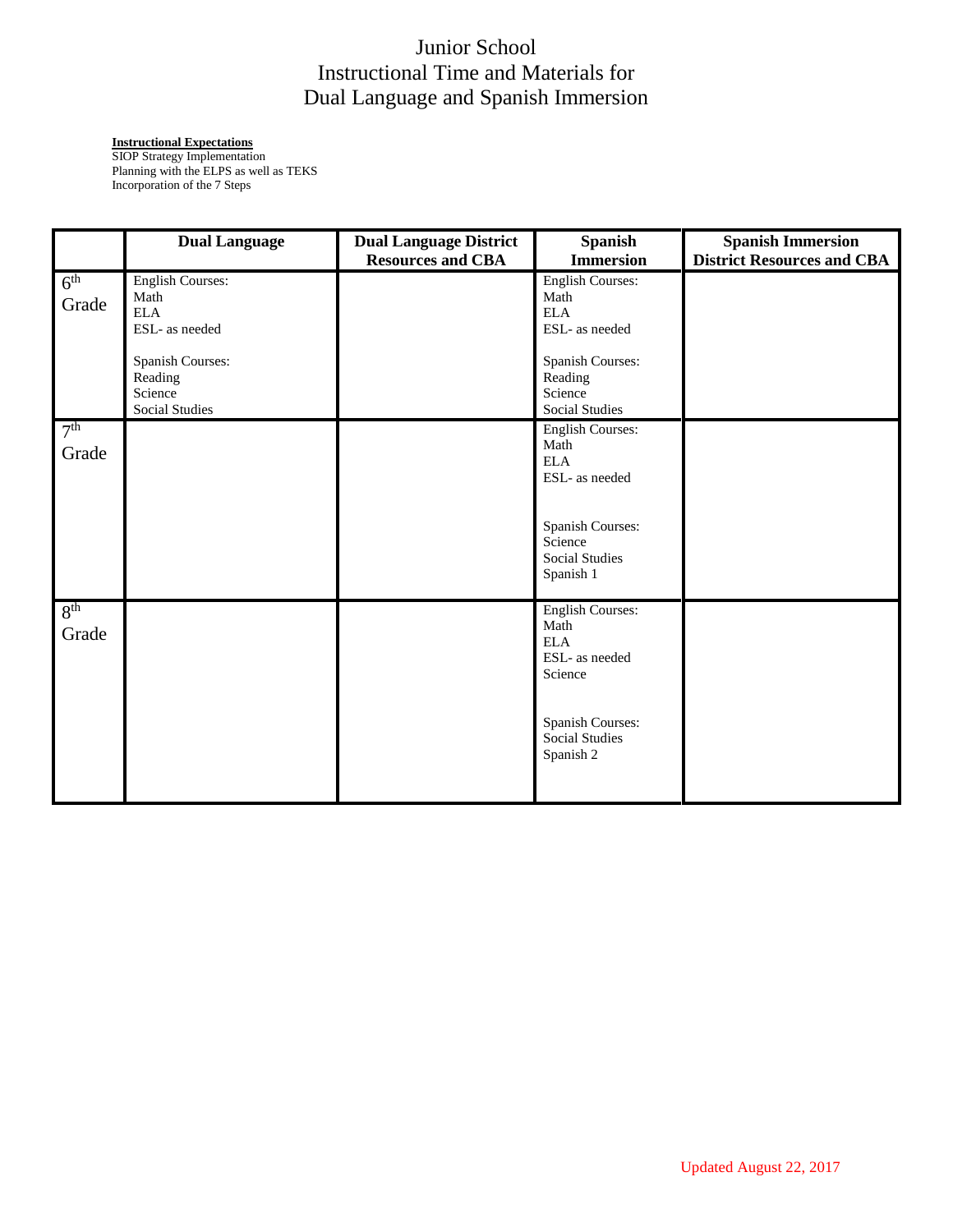# Junior School
# Instructional Time and Materials for
# Dual Language and Spanish Immersion

**Instructional Expectations**
SIOP Strategy Implementation
Planning with the ELPS as well as TEKS
Incorporation of the 7 Steps

| | Dual Language | Dual Language District Resources and CBA | Spanish Immersion | Spanish Immersion District Resources and CBA |
|---|---|---|---|---|
| 6th Grade | English Courses:<br>Math<br>ELA<br>ESL- as needed<br><br>Spanish Courses:<br>Reading<br>Science<br>Social Studies | | English Courses:<br>Math<br>ELA<br>ESL- as needed<br><br>Spanish Courses:<br>Reading<br>Science<br>Social Studies | |
| 7th Grade | | | English Courses:<br>Math<br>ELA<br>ESL- as needed<br><br>Spanish Courses:<br>Science<br>Social Studies<br>Spanish 1 | |
| 8th Grade | | | English Courses:<br>Math<br>ELA<br>ESL- as needed<br>Science<br><br>Spanish Courses:<br>Social Studies<br>Spanish 2 | |

Updated August 22, 2017